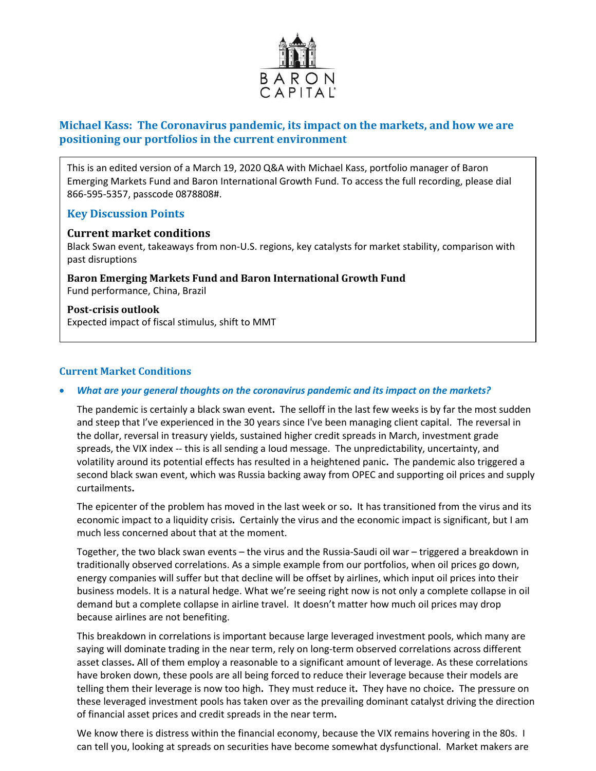BARON CAPITAL

## Michael Kass: The Coronavirus pandemic, its impact on the markets, and how we are positioning our portfolios in the current environment

This is an edited version of a March 19, 2020 Q&A with Michael Kass, portfolio manager of Baron Emerging Markets Fund and Baron International Growth Fund. To access the full recording, please dial 866-595-5357, passcode 0878808#.

### Key Discussion Points

**Current market conditions**
Black Swan event, takeaways from non-U.S. regions, key catalysts for market stability, comparison with past disruptions

**Baron Emerging Markets Fund and Baron International Growth Fund**
Fund performance, China, Brazil

**Post-crisis outlook**
Expected impact of fiscal stimulus, shift to MMT

### Current Market Conditions

- ***What are your general thoughts on the coronavirus pandemic and its impact on the markets?***

  The pandemic is certainly a black swan event. The selloff in the last few weeks is by far the most sudden and steep that I've experienced in the 30 years since I've been managing client capital. The reversal in the dollar, reversal in treasury yields, sustained higher credit spreads in March, investment grade spreads, the VIX index -- this is all sending a loud message. The unpredictability, uncertainty, and volatility around its potential effects has resulted in a heightened panic. The pandemic also triggered a second black swan event, which was Russia backing away from OPEC and supporting oil prices and supply curtailments.

  The epicenter of the problem has moved in the last week or so. It has transitioned from the virus and its economic impact to a liquidity crisis. Certainly the virus and the economic impact is significant, but I am much less concerned about that at the moment.

  Together, the two black swan events – the virus and the Russia-Saudi oil war – triggered a breakdown in traditionally observed correlations. As a simple example from our portfolios, when oil prices go down, energy companies will suffer but that decline will be offset by airlines, which input oil prices into their business models. It is a natural hedge. What we're seeing right now is not only a complete collapse in oil demand but a complete collapse in airline travel. It doesn't matter how much oil prices may drop because airlines are not benefiting.

  This breakdown in correlations is important because large leveraged investment pools, which many are saying will dominate trading in the near term, rely on long-term observed correlations across different asset classes. All of them employ a reasonable to a significant amount of leverage. As these correlations have broken down, these pools are all being forced to reduce their leverage because their models are telling them their leverage is now too high. They must reduce it. They have no choice. The pressure on these leveraged investment pools has taken over as the prevailing dominant catalyst driving the direction of financial asset prices and credit spreads in the near term.

  We know there is distress within the financial economy, because the VIX remains hovering in the 80s. I can tell you, looking at spreads on securities have become somewhat dysfunctional. Market makers are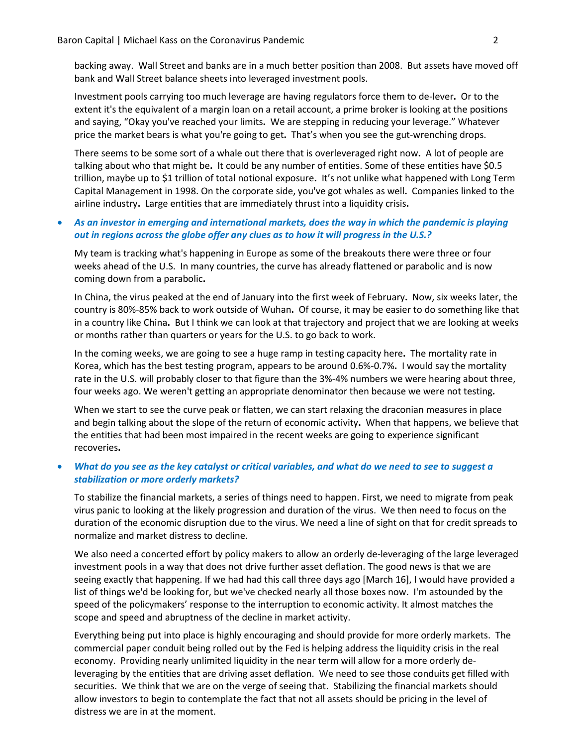backing away. Wall Street and banks are in a much better position than 2008. But assets have moved off bank and Wall Street balance sheets into leveraged investment pools.

Investment pools carrying too much leverage are having regulators force them to de-lever. Or to the extent it's the equivalent of a margin loan on a retail account, a prime broker is looking at the positions and saying, "Okay you've reached your limits. We are stepping in reducing your leverage." Whatever price the market bears is what you're going to get. That's when you see the gut-wrenching drops.

There seems to be some sort of a whale out there that is overleveraged right now. A lot of people are talking about who that might be. It could be any number of entities. Some of these entities have $0.5 trillion, maybe up to $1 trillion of total notional exposure. It's not unlike what happened with Long Term Capital Management in 1998. On the corporate side, you've got whales as well. Companies linked to the airline industry. Large entities that are immediately thrust into a liquidity crisis.

- ***As an investor in emerging and international markets, does the way in which the pandemic is playing out in regions across the globe offer any clues as to how it will progress in the U.S.?***

  My team is tracking what's happening in Europe as some of the breakouts there were three or four weeks ahead of the U.S. In many countries, the curve has already flattened or parabolic and is now coming down from a parabolic.

  In China, the virus peaked at the end of January into the first week of February. Now, six weeks later, the country is 80%-85% back to work outside of Wuhan. Of course, it may be easier to do something like that in a country like China. But I think we can look at that trajectory and project that we are looking at weeks or months rather than quarters or years for the U.S. to go back to work.

  In the coming weeks, we are going to see a huge ramp in testing capacity here. The mortality rate in Korea, which has the best testing program, appears to be around 0.6%-0.7%. I would say the mortality rate in the U.S. will probably closer to that figure than the 3%-4% numbers we were hearing about three, four weeks ago. We weren't getting an appropriate denominator then because we were not testing.

  When we start to see the curve peak or flatten, we can start relaxing the draconian measures in place and begin talking about the slope of the return of economic activity. When that happens, we believe that the entities that had been most impaired in the recent weeks are going to experience significant recoveries.

- ***What do you see as the key catalyst or critical variables, and what do we need to see to suggest a stabilization or more orderly markets?***

  To stabilize the financial markets, a series of things need to happen. First, we need to migrate from peak virus panic to looking at the likely progression and duration of the virus. We then need to focus on the duration of the economic disruption due to the virus. We need a line of sight on that for credit spreads to normalize and market distress to decline.

  We also need a concerted effort by policy makers to allow an orderly de-leveraging of the large leveraged investment pools in a way that does not drive further asset deflation. The good news is that we are seeing exactly that happening. If we had had this call three days ago [March 16], I would have provided a list of things we'd be looking for, but we've checked nearly all those boxes now. I'm astounded by the speed of the policymakers' response to the interruption to economic activity. It almost matches the scope and speed and abruptness of the decline in market activity.

  Everything being put into place is highly encouraging and should provide for more orderly markets. The commercial paper conduit being rolled out by the Fed is helping address the liquidity crisis in the real economy. Providing nearly unlimited liquidity in the near term will allow for a more orderly de-leveraging by the entities that are driving asset deflation. We need to see those conduits get filled with securities. We think that we are on the verge of seeing that. Stabilizing the financial markets should allow investors to begin to contemplate the fact that not all assets should be pricing in the level of distress we are in at the moment.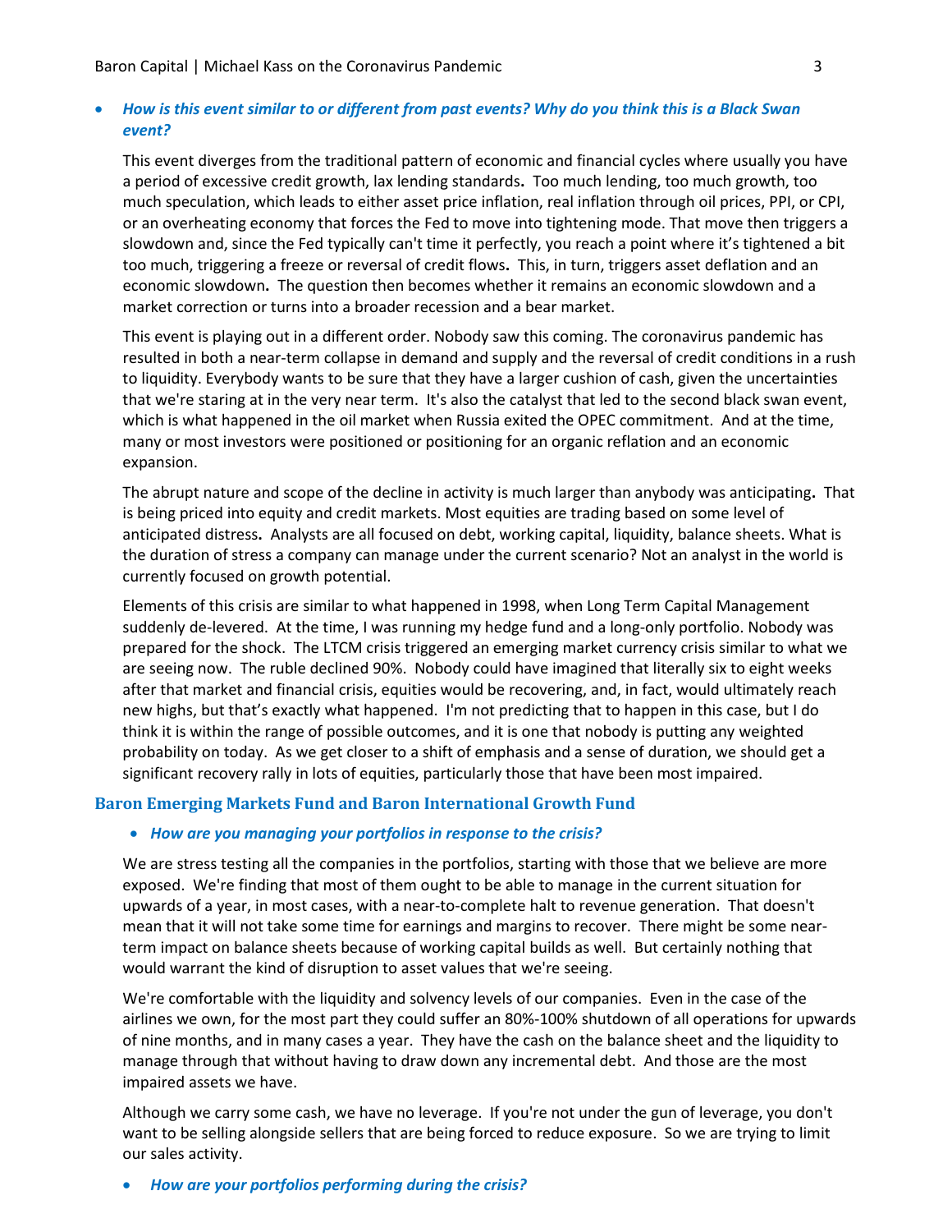- ***How is this event similar to or different from past events? Why do you think this is a Black Swan event?***

This event diverges from the traditional pattern of economic and financial cycles where usually you have a period of excessive credit growth, lax lending standards**.** Too much lending, too much growth, too much speculation, which leads to either asset price inflation, real inflation through oil prices, PPI, or CPI, or an overheating economy that forces the Fed to move into tightening mode. That move then triggers a slowdown and, since the Fed typically can't time it perfectly, you reach a point where it's tightened a bit too much, triggering a freeze or reversal of credit flows**.** This, in turn, triggers asset deflation and an economic slowdown**.** The question then becomes whether it remains an economic slowdown and a market correction or turns into a broader recession and a bear market.

This event is playing out in a different order. Nobody saw this coming. The coronavirus pandemic has resulted in both a near-term collapse in demand and supply and the reversal of credit conditions in a rush to liquidity. Everybody wants to be sure that they have a larger cushion of cash, given the uncertainties that we're staring at in the very near term. It's also the catalyst that led to the second black swan event, which is what happened in the oil market when Russia exited the OPEC commitment. And at the time, many or most investors were positioned or positioning for an organic reflation and an economic expansion.

The abrupt nature and scope of the decline in activity is much larger than anybody was anticipating**.** That is being priced into equity and credit markets. Most equities are trading based on some level of anticipated distress**.** Analysts are all focused on debt, working capital, liquidity, balance sheets. What is the duration of stress a company can manage under the current scenario? Not an analyst in the world is currently focused on growth potential.

Elements of this crisis are similar to what happened in 1998, when Long Term Capital Management suddenly de-levered. At the time, I was running my hedge fund and a long-only portfolio. Nobody was prepared for the shock. The LTCM crisis triggered an emerging market currency crisis similar to what we are seeing now. The ruble declined 90%. Nobody could have imagined that literally six to eight weeks after that market and financial crisis, equities would be recovering, and, in fact, would ultimately reach new highs, but that's exactly what happened. I'm not predicting that to happen in this case, but I do think it is within the range of possible outcomes, and it is one that nobody is putting any weighted probability on today. As we get closer to a shift of emphasis and a sense of duration, we should get a significant recovery rally in lots of equities, particularly those that have been most impaired.

## Baron Emerging Markets Fund and Baron International Growth Fund

- ***How are you managing your portfolios in response to the crisis?***

We are stress testing all the companies in the portfolios, starting with those that we believe are more exposed. We're finding that most of them ought to be able to manage in the current situation for upwards of a year, in most cases, with a near-to-complete halt to revenue generation. That doesn't mean that it will not take some time for earnings and margins to recover. There might be some near-term impact on balance sheets because of working capital builds as well. But certainly nothing that would warrant the kind of disruption to asset values that we're seeing.

We're comfortable with the liquidity and solvency levels of our companies. Even in the case of the airlines we own, for the most part they could suffer an 80%-100% shutdown of all operations for upwards of nine months, and in many cases a year. They have the cash on the balance sheet and the liquidity to manage through that without having to draw down any incremental debt. And those are the most impaired assets we have.

Although we carry some cash, we have no leverage. If you're not under the gun of leverage, you don't want to be selling alongside sellers that are being forced to reduce exposure. So we are trying to limit our sales activity.

- ***How are your portfolios performing during the crisis?***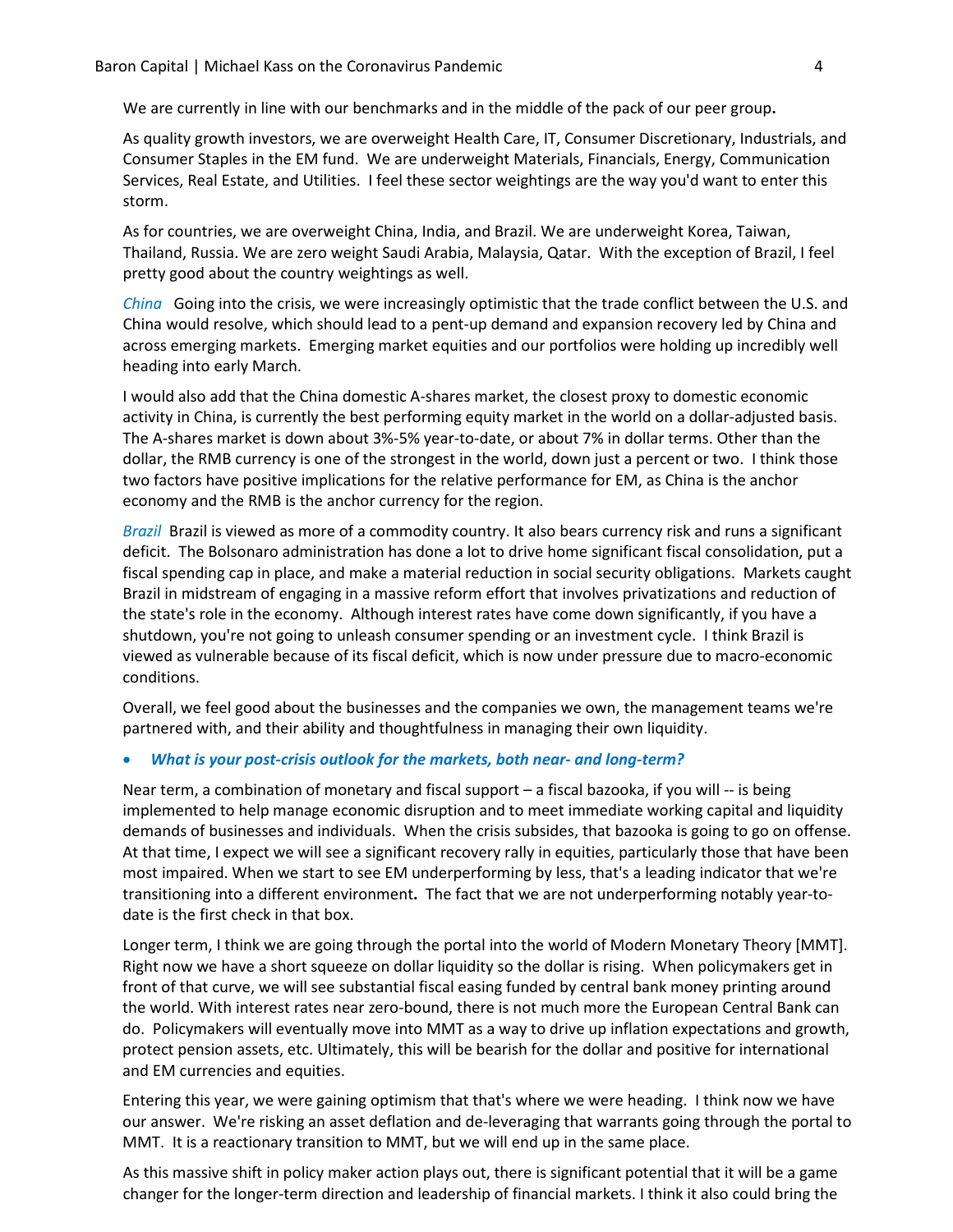We are currently in line with our benchmarks and in the middle of the pack of our peer group**.**

As quality growth investors, we are overweight Health Care, IT, Consumer Discretionary, Industrials, and Consumer Staples in the EM fund. We are underweight Materials, Financials, Energy, Communication Services, Real Estate, and Utilities. I feel these sector weightings are the way you'd want to enter this storm.

As for countries, we are overweight China, India, and Brazil. We are underweight Korea, Taiwan, Thailand, Russia. We are zero weight Saudi Arabia, Malaysia, Qatar. With the exception of Brazil, I feel pretty good about the country weightings as well.

*China* Going into the crisis, we were increasingly optimistic that the trade conflict between the U.S. and China would resolve, which should lead to a pent-up demand and expansion recovery led by China and across emerging markets. Emerging market equities and our portfolios were holding up incredibly well heading into early March.

I would also add that the China domestic A-shares market, the closest proxy to domestic economic activity in China, is currently the best performing equity market in the world on a dollar-adjusted basis. The A-shares market is down about 3%-5% year-to-date, or about 7% in dollar terms. Other than the dollar, the RMB currency is one of the strongest in the world, down just a percent or two. I think those two factors have positive implications for the relative performance for EM, as China is the anchor economy and the RMB is the anchor currency for the region.

*Brazil* Brazil is viewed as more of a commodity country. It also bears currency risk and runs a significant deficit. The Bolsonaro administration has done a lot to drive home significant fiscal consolidation, put a fiscal spending cap in place, and make a material reduction in social security obligations. Markets caught Brazil in midstream of engaging in a massive reform effort that involves privatizations and reduction of the state's role in the economy. Although interest rates have come down significantly, if you have a shutdown, you're not going to unleash consumer spending or an investment cycle. I think Brazil is viewed as vulnerable because of its fiscal deficit, which is now under pressure due to macro-economic conditions.

Overall, we feel good about the businesses and the companies we own, the management teams we're partnered with, and their ability and thoughtfulness in managing their own liquidity.

- ***What is your post-crisis outlook for the markets, both near- and long-term?***

Near term, a combination of monetary and fiscal support – a fiscal bazooka, if you will -- is being implemented to help manage economic disruption and to meet immediate working capital and liquidity demands of businesses and individuals. When the crisis subsides, that bazooka is going to go on offense. At that time, I expect we will see a significant recovery rally in equities, particularly those that have been most impaired. When we start to see EM underperforming by less, that's a leading indicator that we're transitioning into a different environment**.** The fact that we are not underperforming notably year-to-date is the first check in that box.

Longer term, I think we are going through the portal into the world of Modern Monetary Theory [MMT]. Right now we have a short squeeze on dollar liquidity so the dollar is rising. When policymakers get in front of that curve, we will see substantial fiscal easing funded by central bank money printing around the world. With interest rates near zero-bound, there is not much more the European Central Bank can do. Policymakers will eventually move into MMT as a way to drive up inflation expectations and growth, protect pension assets, etc. Ultimately, this will be bearish for the dollar and positive for international and EM currencies and equities.

Entering this year, we were gaining optimism that that's where we were heading. I think now we have our answer. We're risking an asset deflation and de-leveraging that warrants going through the portal to MMT. It is a reactionary transition to MMT, but we will end up in the same place.

As this massive shift in policy maker action plays out, there is significant potential that it will be a game changer for the longer-term direction and leadership of financial markets. I think it also could bring the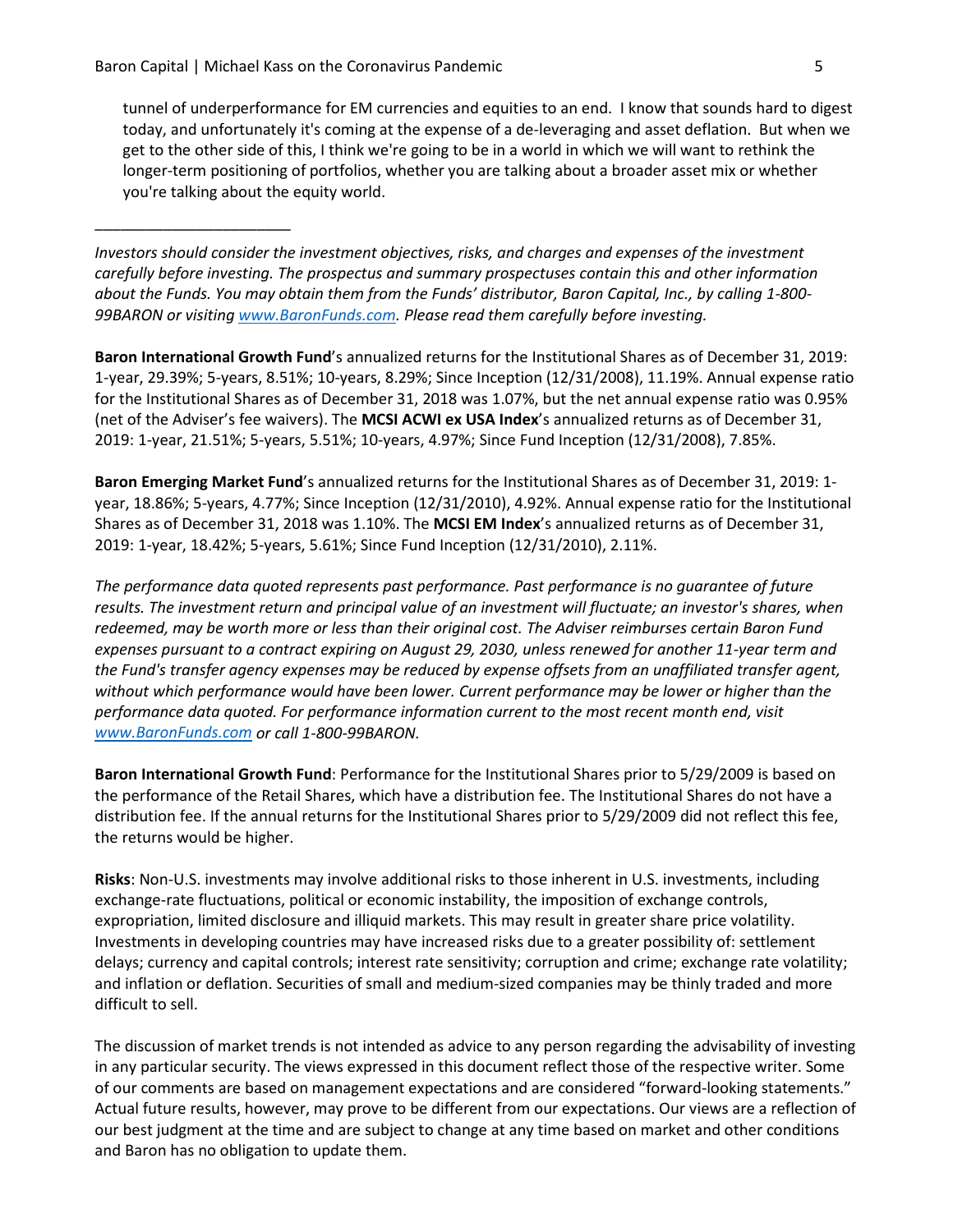tunnel of underperformance for EM currencies and equities to an end. I know that sounds hard to digest today, and unfortunately it's coming at the expense of a de-leveraging and asset deflation. But when we get to the other side of this, I think we're going to be in a world in which we will want to rethink the longer-term positioning of portfolios, whether you are talking about a broader asset mix or whether you're talking about the equity world.

_______________________

*Investors should consider the investment objectives, risks, and charges and expenses of the investment carefully before investing. The prospectus and summary prospectuses contain this and other information about the Funds. You may obtain them from the Funds' distributor, Baron Capital, Inc., by calling 1-800-99BARON or visiting www.BaronFunds.com. Please read them carefully before investing.*

**Baron International Growth Fund**'s annualized returns for the Institutional Shares as of December 31, 2019: 1-year, 29.39%; 5-years, 8.51%; 10-years, 8.29%; Since Inception (12/31/2008), 11.19%. Annual expense ratio for the Institutional Shares as of December 31, 2018 was 1.07%, but the net annual expense ratio was 0.95% (net of the Adviser's fee waivers). The **MCSI ACWI ex USA Index**'s annualized returns as of December 31, 2019: 1-year, 21.51%; 5-years, 5.51%; 10-years, 4.97%; Since Fund Inception (12/31/2008), 7.85%.

**Baron Emerging Market Fund**'s annualized returns for the Institutional Shares as of December 31, 2019: 1-year, 18.86%; 5-years, 4.77%; Since Inception (12/31/2010), 4.92%. Annual expense ratio for the Institutional Shares as of December 31, 2018 was 1.10%. The **MCSI EM Index**'s annualized returns as of December 31, 2019: 1-year, 18.42%; 5-years, 5.61%; Since Fund Inception (12/31/2010), 2.11%.

*The performance data quoted represents past performance. Past performance is no guarantee of future results. The investment return and principal value of an investment will fluctuate; an investor's shares, when redeemed, may be worth more or less than their original cost. The Adviser reimburses certain Baron Fund expenses pursuant to a contract expiring on August 29, 2030, unless renewed for another 11-year term and the Fund's transfer agency expenses may be reduced by expense offsets from an unaffiliated transfer agent, without which performance would have been lower. Current performance may be lower or higher than the performance data quoted. For performance information current to the most recent month end, visit www.BaronFunds.com or call 1-800-99BARON.*

**Baron International Growth Fund**: Performance for the Institutional Shares prior to 5/29/2009 is based on the performance of the Retail Shares, which have a distribution fee. The Institutional Shares do not have a distribution fee. If the annual returns for the Institutional Shares prior to 5/29/2009 did not reflect this fee, the returns would be higher.

**Risks**: Non-U.S. investments may involve additional risks to those inherent in U.S. investments, including exchange-rate fluctuations, political or economic instability, the imposition of exchange controls, expropriation, limited disclosure and illiquid markets. This may result in greater share price volatility. Investments in developing countries may have increased risks due to a greater possibility of: settlement delays; currency and capital controls; interest rate sensitivity; corruption and crime; exchange rate volatility; and inflation or deflation. Securities of small and medium-sized companies may be thinly traded and more difficult to sell.

The discussion of market trends is not intended as advice to any person regarding the advisability of investing in any particular security. The views expressed in this document reflect those of the respective writer. Some of our comments are based on management expectations and are considered "forward-looking statements." Actual future results, however, may prove to be different from our expectations. Our views are a reflection of our best judgment at the time and are subject to change at any time based on market and other conditions and Baron has no obligation to update them.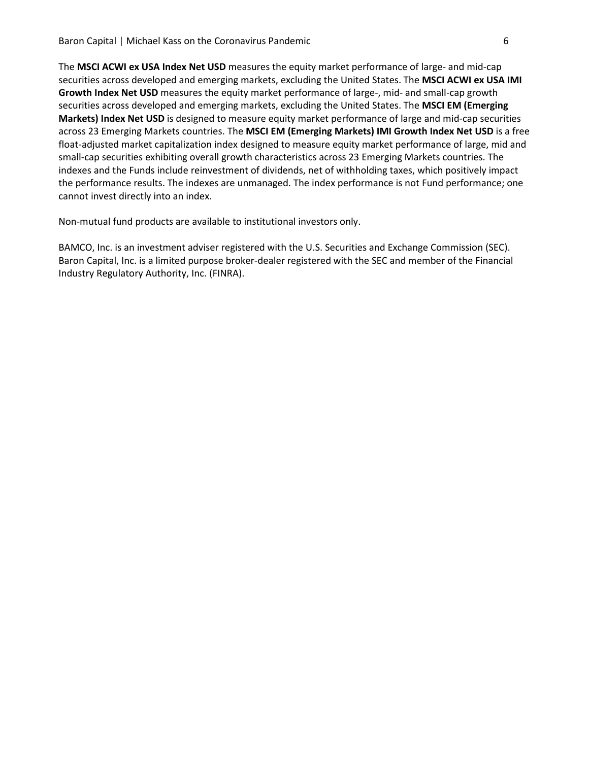The **MSCI ACWI ex USA Index Net USD** measures the equity market performance of large- and mid-cap securities across developed and emerging markets, excluding the United States. The **MSCI ACWI ex USA IMI Growth Index Net USD** measures the equity market performance of large-, mid- and small-cap growth securities across developed and emerging markets, excluding the United States. The **MSCI EM (Emerging Markets) Index Net USD** is designed to measure equity market performance of large and mid-cap securities across 23 Emerging Markets countries. The **MSCI EM (Emerging Markets) IMI Growth Index Net USD** is a free float-adjusted market capitalization index designed to measure equity market performance of large, mid and small-cap securities exhibiting overall growth characteristics across 23 Emerging Markets countries. The indexes and the Funds include reinvestment of dividends, net of withholding taxes, which positively impact the performance results. The indexes are unmanaged. The index performance is not Fund performance; one cannot invest directly into an index.

Non-mutual fund products are available to institutional investors only.

BAMCO, Inc. is an investment adviser registered with the U.S. Securities and Exchange Commission (SEC). Baron Capital, Inc. is a limited purpose broker-dealer registered with the SEC and member of the Financial Industry Regulatory Authority, Inc. (FINRA).